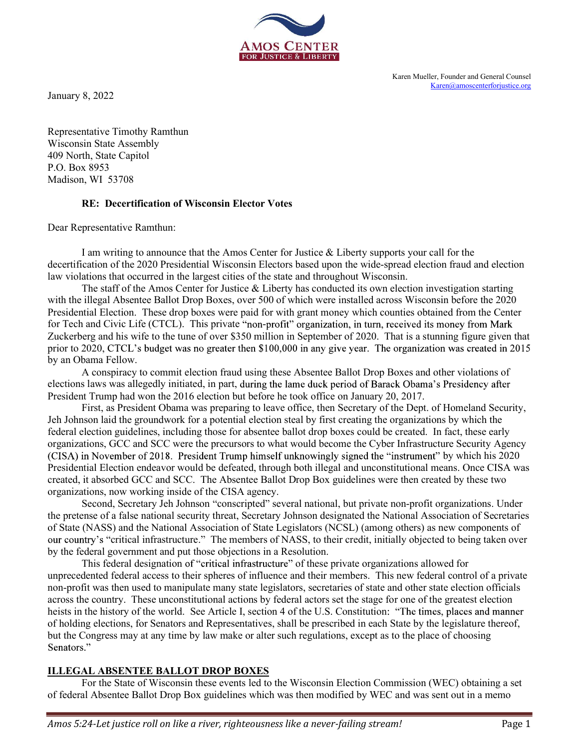AMOS CENTER
FOR JUSTICE & LIBERTY

Karen Mueller, Founder and General Counsel
Karen@amoscenterforjustice.org

January 8, 2022

Representative Timothy Ramthun
Wisconsin State Assembly
409 North, State Capitol
P.O. Box 8953
Madison, WI 53708

**RE: Decertification of Wisconsin Elector Votes**

Dear Representative Ramthun:

I am writing to announce that the Amos Center for Justice & Liberty supports your call for the decertification of the 2020 Presidential Wisconsin Electors based upon the wide-spread election fraud and election law violations that occurred in the largest cities of the state and throughout Wisconsin.

The staff of the Amos Center for Justice & Liberty has conducted its own election investigation starting with the illegal Absentee Ballot Drop Boxes, over 500 of which were installed across Wisconsin before the 2020 Presidential Election. These drop boxes were paid for with grant money which counties obtained from the Center for Tech and Civic Life (CTCL). This private "non-profit" organization, in turn, received its money from Mark Zuckerberg and his wife to the tune of over $350 million in September of 2020. That is a stunning figure given that prior to 2020, CTCL's budget was no greater then $100,000 in any give year. The organization was created in 2015 by an Obama Fellow.

A conspiracy to commit election fraud using these Absentee Ballot Drop Boxes and other violations of elections laws was allegedly initiated, in part, during the lame duck period of Barack Obama's Presidency after President Trump had won the 2016 election but before he took office on January 20, 2017.

First, as President Obama was preparing to leave office, then Secretary of the Dept. of Homeland Security, Jeh Johnson laid the groundwork for a potential election steal by first creating the organizations by which the federal election guidelines, including those for absentee ballot drop boxes could be created. In fact, these early organizations, GCC and SCC were the precursors to what would become the Cyber Infrastructure Security Agency (CISA) in November of 2018. President Trump himself unknowingly signed the "instrument" by which his 2020 Presidential Election endeavor would be defeated, through both illegal and unconstitutional means. Once CISA was created, it absorbed GCC and SCC. The Absentee Ballot Drop Box guidelines were then created by these two organizations, now working inside of the CISA agency.

Second, Secretary Jeh Johnson "conscripted" several national, but private non-profit organizations. Under the pretense of a false national security threat, Secretary Johnson designated the National Association of Secretaries of State (NASS) and the National Association of State Legislators (NCSL) (among others) as new components of our country's "critical infrastructure." The members of NASS, to their credit, initially objected to being taken over by the federal government and put those objections in a Resolution.

This federal designation of "critical infrastructure" of these private organizations allowed for unprecedented federal access to their spheres of influence and their members. This new federal control of a private non-profit was then used to manipulate many state legislators, secretaries of state and other state election officials across the country. These unconstitutional actions by federal actors set the stage for one of the greatest election heists in the history of the world. See Article I, section 4 of the U.S. Constitution: "The times, places and manner of holding elections, for Senators and Representatives, shall be prescribed in each State by the legislature thereof, but the Congress may at any time by law make or alter such regulations, except as to the place of choosing Senators."

**ILLEGAL ABSENTEE BALLOT DROP BOXES**

For the State of Wisconsin these events led to the Wisconsin Election Commission (WEC) obtaining a set of federal Absentee Ballot Drop Box guidelines which was then modified by WEC and was sent out in a memo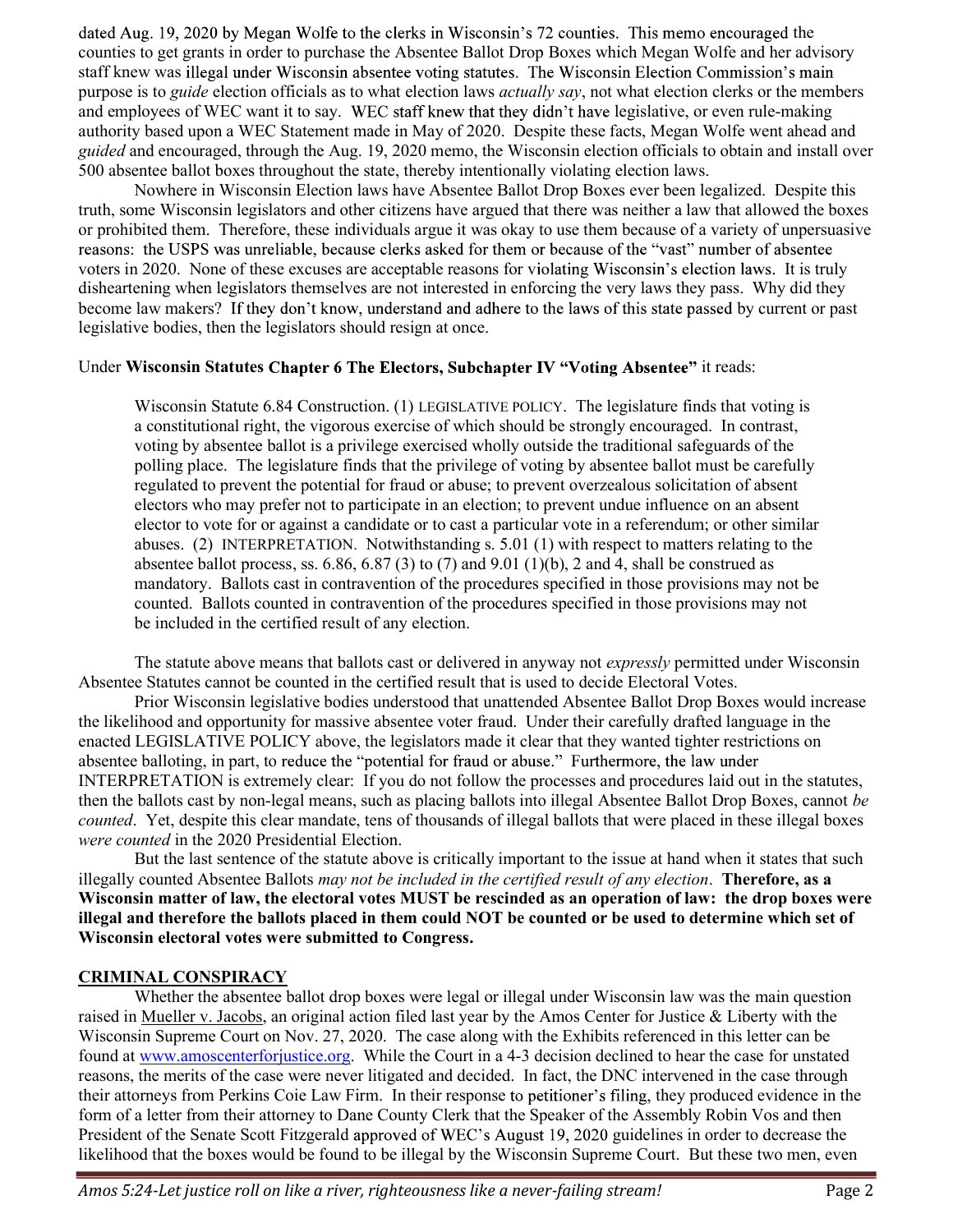dated Aug. 19, 2020 by Megan Wolfe to the clerks in Wisconsin's 72 counties. This memo encouraged the counties to get grants in order to purchase the Absentee Ballot Drop Boxes which Megan Wolfe and her advisory staff knew was illegal under Wisconsin absentee voting statutes. The Wisconsin Election Commission's main purpose is to *guide* election officials as to what election laws *actually say*, not what election clerks or the members and employees of WEC want it to say. WEC staff knew that they didn't have legislative, or even rule-making authority based upon a WEC Statement made in May of 2020. Despite these facts, Megan Wolfe went ahead and *guided* and encouraged, through the Aug. 19, 2020 memo, the Wisconsin election officials to obtain and install over 500 absentee ballot boxes throughout the state, thereby intentionally violating election laws.

Nowhere in Wisconsin Election laws have Absentee Ballot Drop Boxes ever been legalized. Despite this truth, some Wisconsin legislators and other citizens have argued that there was neither a law that allowed the boxes or prohibited them. Therefore, these individuals argue it was okay to use them because of a variety of unpersuasive reasons: the USPS was unreliable, because clerks asked for them or because of the "vast" number of absentee voters in 2020. None of these excuses are acceptable reasons for violating Wisconsin's election laws. It is truly disheartening when legislators themselves are not interested in enforcing the very laws they pass. Why did they become law makers? If they don't know, understand and adhere to the laws of this state passed by current or past legislative bodies, then the legislators should resign at once.

Under **Wisconsin Statutes Chapter 6 The Electors, Subchapter IV "Voting Absentee"** it reads:

> Wisconsin Statute 6.84 Construction. (1) LEGISLATIVE POLICY. The legislature finds that voting is a constitutional right, the vigorous exercise of which should be strongly encouraged. In contrast, voting by absentee ballot is a privilege exercised wholly outside the traditional safeguards of the polling place. The legislature finds that the privilege of voting by absentee ballot must be carefully regulated to prevent the potential for fraud or abuse; to prevent overzealous solicitation of absent electors who may prefer not to participate in an election; to prevent undue influence on an absent elector to vote for or against a candidate or to cast a particular vote in a referendum; or other similar abuses. (2) INTERPRETATION. Notwithstanding s. 5.01 (1) with respect to matters relating to the absentee ballot process, ss. 6.86, 6.87 (3) to (7) and 9.01 (1)(b), 2 and 4, shall be construed as mandatory. Ballots cast in contravention of the procedures specified in those provisions may not be counted. Ballots counted in contravention of the procedures specified in those provisions may not be included in the certified result of any election.

The statute above means that ballots cast or delivered in anyway not *expressly* permitted under Wisconsin Absentee Statutes cannot be counted in the certified result that is used to decide Electoral Votes.

Prior Wisconsin legislative bodies understood that unattended Absentee Ballot Drop Boxes would increase the likelihood and opportunity for massive absentee voter fraud. Under their carefully drafted language in the enacted LEGISLATIVE POLICY above, the legislators made it clear that they wanted tighter restrictions on absentee balloting, in part, to reduce the "potential for fraud or abuse." Furthermore, the law under INTERPRETATION is extremely clear: If you do not follow the processes and procedures laid out in the statutes, then the ballots cast by non-legal means, such as placing ballots into illegal Absentee Ballot Drop Boxes, cannot *be counted*. Yet, despite this clear mandate, tens of thousands of illegal ballots that were placed in these illegal boxes *were counted* in the 2020 Presidential Election.

But the last sentence of the statute above is critically important to the issue at hand when it states that such illegally counted Absentee Ballots *may not be included in the certified result of any election*. **Therefore, as a Wisconsin matter of law, the electoral votes MUST be rescinded as an operation of law: the drop boxes were illegal and therefore the ballots placed in them could NOT be counted or be used to determine which set of Wisconsin electoral votes were submitted to Congress.**

## CRIMINAL CONSPIRACY

Whether the absentee ballot drop boxes were legal or illegal under Wisconsin law was the main question raised in Mueller v. Jacobs, an original action filed last year by the Amos Center for Justice & Liberty with the Wisconsin Supreme Court on Nov. 27, 2020. The case along with the Exhibits referenced in this letter can be found at www.amoscenterforjustice.org. While the Court in a 4-3 decision declined to hear the case for unstated reasons, the merits of the case were never litigated and decided. In fact, the DNC intervened in the case through their attorneys from Perkins Coie Law Firm. In their response to petitioner's filing, they produced evidence in the form of a letter from their attorney to Dane County Clerk that the Speaker of the Assembly Robin Vos and then President of the Senate Scott Fitzgerald approved of WEC's August 19, 2020 guidelines in order to decrease the likelihood that the boxes would be found to be illegal by the Wisconsin Supreme Court. But these two men, even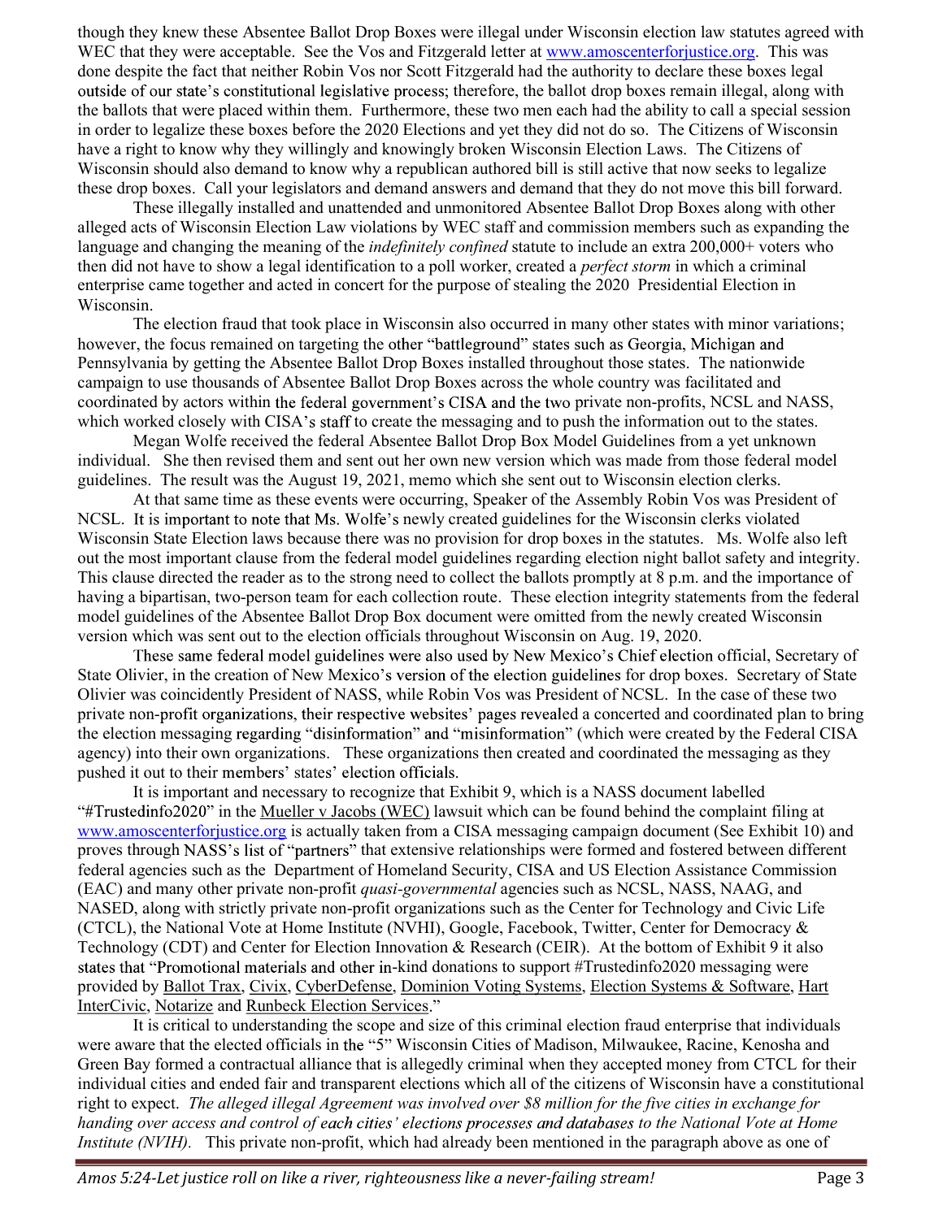though they knew these Absentee Ballot Drop Boxes were illegal under Wisconsin election law statutes agreed with WEC that they were acceptable. See the Vos and Fitzgerald letter at www.amoscenterforjustice.org. This was done despite the fact that neither Robin Vos nor Scott Fitzgerald had the authority to declare these boxes legal outside of our state's constitutional legislative process; therefore, the ballot drop boxes remain illegal, along with the ballots that were placed within them. Furthermore, these two men each had the ability to call a special session in order to legalize these boxes before the 2020 Elections and yet they did not do so. The Citizens of Wisconsin have a right to know why they willingly and knowingly broken Wisconsin Election Laws. The Citizens of Wisconsin should also demand to know why a republican authored bill is still active that now seeks to legalize these drop boxes. Call your legislators and demand answers and demand that they do not move this bill forward.

These illegally installed and unattended and unmonitored Absentee Ballot Drop Boxes along with other alleged acts of Wisconsin Election Law violations by WEC staff and commission members such as expanding the language and changing the meaning of the *indefinitely confined* statute to include an extra 200,000+ voters who then did not have to show a legal identification to a poll worker, created a *perfect storm* in which a criminal enterprise came together and acted in concert for the purpose of stealing the 2020 Presidential Election in Wisconsin.

The election fraud that took place in Wisconsin also occurred in many other states with minor variations; however, the focus remained on targeting the other "battleground" states such as Georgia, Michigan and Pennsylvania by getting the Absentee Ballot Drop Boxes installed throughout those states. The nationwide campaign to use thousands of Absentee Ballot Drop Boxes across the whole country was facilitated and coordinated by actors within the federal government's CISA and the two private non-profits, NCSL and NASS, which worked closely with CISA's staff to create the messaging and to push the information out to the states.

Megan Wolfe received the federal Absentee Ballot Drop Box Model Guidelines from a yet unknown individual. She then revised them and sent out her own new version which was made from those federal model guidelines. The result was the August 19, 2021, memo which she sent out to Wisconsin election clerks.

At that same time as these events were occurring, Speaker of the Assembly Robin Vos was President of NCSL. It is important to note that Ms. Wolfe's newly created guidelines for the Wisconsin clerks violated Wisconsin State Election laws because there was no provision for drop boxes in the statutes. Ms. Wolfe also left out the most important clause from the federal model guidelines regarding election night ballot safety and integrity. This clause directed the reader as to the strong need to collect the ballots promptly at 8 p.m. and the importance of having a bipartisan, two-person team for each collection route. These election integrity statements from the federal model guidelines of the Absentee Ballot Drop Box document were omitted from the newly created Wisconsin version which was sent out to the election officials throughout Wisconsin on Aug. 19, 2020.

These same federal model guidelines were also used by New Mexico's Chief election official, Secretary of State Olivier, in the creation of New Mexico's version of the election guidelines for drop boxes. Secretary of State Olivier was coincidently President of NASS, while Robin Vos was President of NCSL. In the case of these two private non-profit organizations, their respective websites' pages revealed a concerted and coordinated plan to bring the election messaging regarding "disinformation" and "misinformation" (which were created by the Federal CISA agency) into their own organizations. These organizations then created and coordinated the messaging as they pushed it out to their members' states' election officials.

It is important and necessary to recognize that Exhibit 9, which is a NASS document labelled "#Trustedinfo2020" in the Mueller v Jacobs (WEC) lawsuit which can be found behind the complaint filing at www.amoscenterforjustice.org is actually taken from a CISA messaging campaign document (See Exhibit 10) and proves through NASS's list of "partners" that extensive relationships were formed and fostered between different federal agencies such as the Department of Homeland Security, CISA and US Election Assistance Commission (EAC) and many other private non-profit *quasi-governmental* agencies such as NCSL, NASS, NAAG, and NASED, along with strictly private non-profit organizations such as the Center for Technology and Civic Life (CTCL), the National Vote at Home Institute (NVHI), Google, Facebook, Twitter, Center for Democracy & Technology (CDT) and Center for Election Innovation & Research (CEIR). At the bottom of Exhibit 9 it also states that "Promotional materials and other in-kind donations to support #Trustedinfo2020 messaging were provided by Ballot Trax, Civix, CyberDefense, Dominion Voting Systems, Election Systems & Software, Hart InterCivic, Notarize and Runbeck Election Services."

It is critical to understanding the scope and size of this criminal election fraud enterprise that individuals were aware that the elected officials in the "5" Wisconsin Cities of Madison, Milwaukee, Racine, Kenosha and Green Bay formed a contractual alliance that is allegedly criminal when they accepted money from CTCL for their individual cities and ended fair and transparent elections which all of the citizens of Wisconsin have a constitutional right to expect. *The alleged illegal Agreement was involved over $8 million for the five cities in exchange for handing over access and control of each cities' elections processes and databases to the National Vote at Home Institute (NVIH).* This private non-profit, which had already been mentioned in the paragraph above as one of

*Amos 5:24-Let justice roll on like a river, righteousness like a never-failing stream!*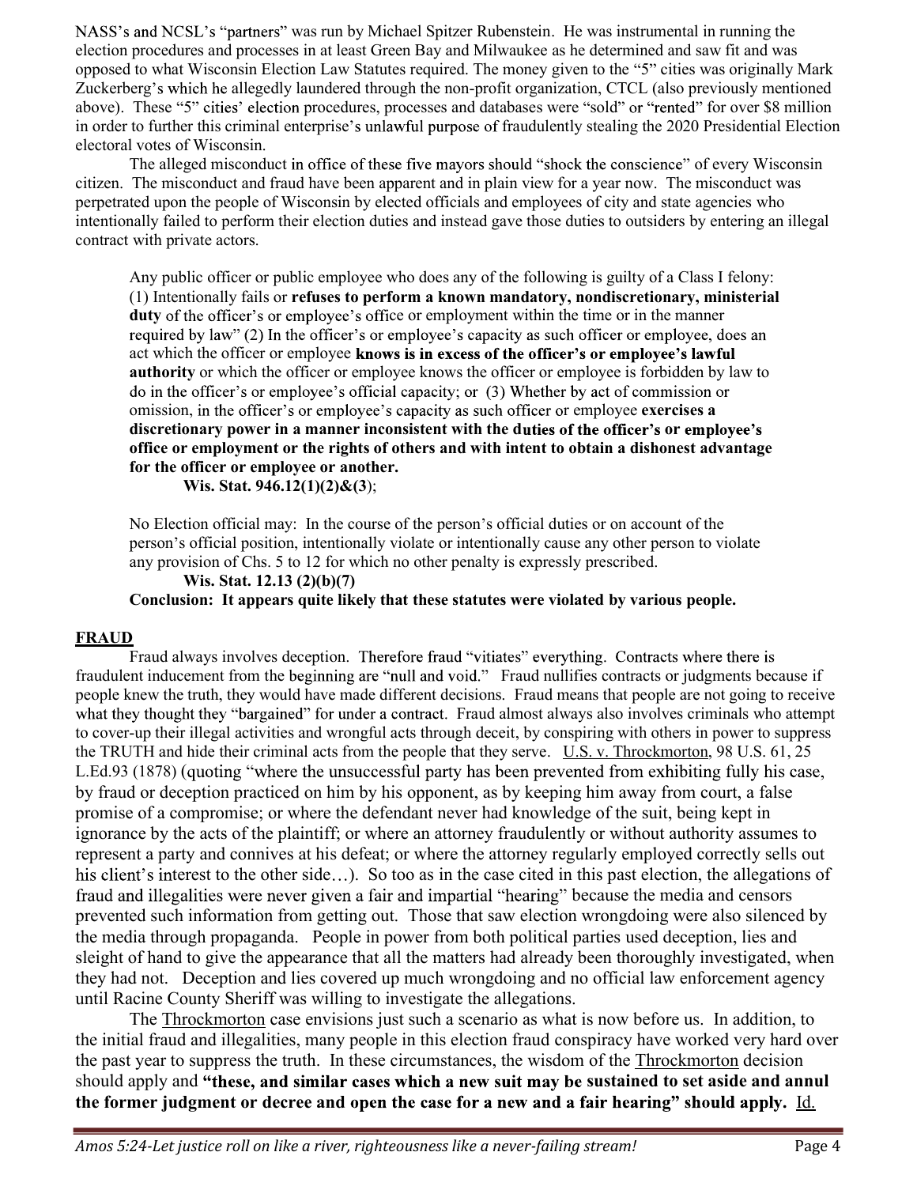NASS's and NCSL's "partners" was run by Michael Spitzer Rubenstein. He was instrumental in running the election procedures and processes in at least Green Bay and Milwaukee as he determined and saw fit and was opposed to what Wisconsin Election Law Statutes required. The money given to the "5" cities was originally Mark Zuckerberg's which he allegedly laundered through the non-profit organization, CTCL (also previously mentioned above). These "5" cities' election procedures, processes and databases were "sold" or "rented" for over $8 million in order to further this criminal enterprise's unlawful purpose of fraudulently stealing the 2020 Presidential Election electoral votes of Wisconsin.

The alleged misconduct in office of these five mayors should "shock the conscience" of every Wisconsin citizen. The misconduct and fraud have been apparent and in plain view for a year now. The misconduct was perpetrated upon the people of Wisconsin by elected officials and employees of city and state agencies who intentionally failed to perform their election duties and instead gave those duties to outsiders by entering an illegal contract with private actors.

> Any public officer or public employee who does any of the following is guilty of a Class I felony: (1) Intentionally fails or **refuses to perform a known mandatory, nondiscretionary, ministerial duty** of the officer's or employee's office or employment within the time or in the manner required by law" (2) In the officer's or employee's capacity as such officer or employee, does an act which the officer or employee **knows is in excess of the officer's or employee's lawful authority** or which the officer or employee knows the officer or employee is forbidden by law to do in the officer's or employee's official capacity; or (3) Whether by act of commission or omission, in the officer's or employee's capacity as such officer or employee **exercises a discretionary power in a manner inconsistent with the duties of the officer's or employee's office or employment or the rights of others and with intent to obtain a dishonest advantage for the officer or employee or another.**
>
> **Wis. Stat. 946.12(1)(2)&(3)**;
>
> No Election official may: In the course of the person's official duties or on account of the person's official position, intentionally violate or intentionally cause any other person to violate any provision of Chs. 5 to 12 for which no other penalty is expressly prescribed.
>
> **Wis. Stat. 12.13 (2)(b)(7)**
>
> **Conclusion: It appears quite likely that these statutes were violated by various people.**

## FRAUD

Fraud always involves deception. Therefore fraud "vitiates" everything. Contracts where there is fraudulent inducement from the beginning are "null and void." Fraud nullifies contracts or judgments because if people knew the truth, they would have made different decisions. Fraud means that people are not going to receive what they thought they "bargained" for under a contract. Fraud almost always also involves criminals who attempt to cover-up their illegal activities and wrongful acts through deceit, by conspiring with others in power to suppress the TRUTH and hide their criminal acts from the people that they serve. U.S. v. Throckmorton, 98 U.S. 61, 25 L.Ed.93 (1878) (quoting "where the unsuccessful party has been prevented from exhibiting fully his case, by fraud or deception practiced on him by his opponent, as by keeping him away from court, a false promise of a compromise; or where the defendant never had knowledge of the suit, being kept in ignorance by the acts of the plaintiff; or where an attorney fraudulently or without authority assumes to represent a party and connives at his defeat; or where the attorney regularly employed correctly sells out his client's interest to the other side…). So too as in the case cited in this past election, the allegations of fraud and illegalities were never given a fair and impartial "hearing" because the media and censors prevented such information from getting out. Those that saw election wrongdoing were also silenced by the media through propaganda. People in power from both political parties used deception, lies and sleight of hand to give the appearance that all the matters had already been thoroughly investigated, when they had not. Deception and lies covered up much wrongdoing and no official law enforcement agency until Racine County Sheriff was willing to investigate the allegations.

The Throckmorton case envisions just such a scenario as what is now before us. In addition, to the initial fraud and illegalities, many people in this election fraud conspiracy have worked very hard over the past year to suppress the truth. In these circumstances, the wisdom of the Throckmorton decision should apply and **"these, and similar cases which a new suit may be sustained to set aside and annul the former judgment or decree and open the case for a new and a fair hearing" should apply.** Id.

*Amos 5:24-Let justice roll on like a river, righteousness like a never-failing stream!*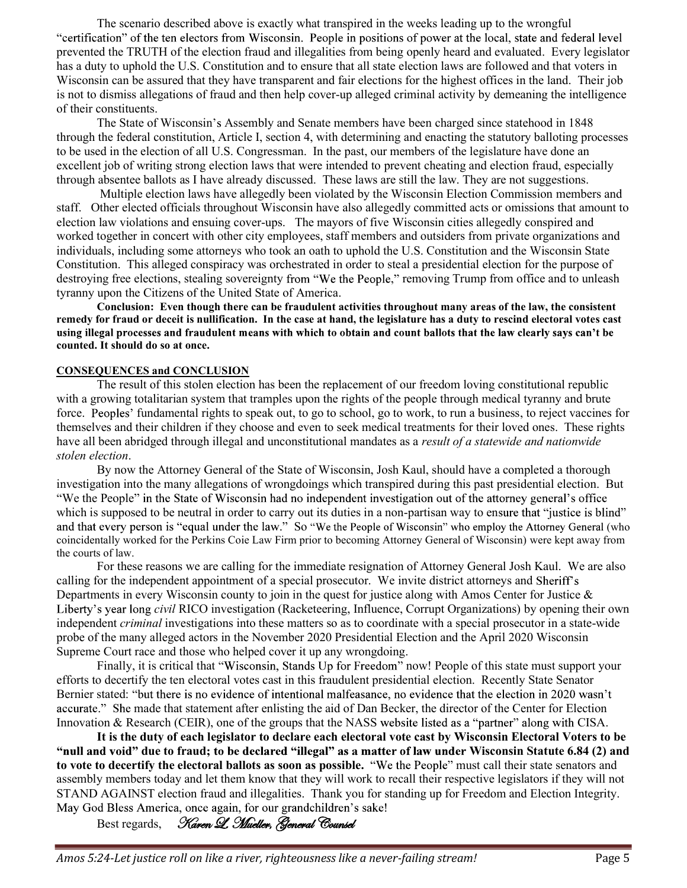The scenario described above is exactly what transpired in the weeks leading up to the wrongful "certification" of the ten electors from Wisconsin. People in positions of power at the local, state and federal level prevented the TRUTH of the election fraud and illegalities from being openly heard and evaluated. Every legislator has a duty to uphold the U.S. Constitution and to ensure that all state election laws are followed and that voters in Wisconsin can be assured that they have transparent and fair elections for the highest offices in the land. Their job is not to dismiss allegations of fraud and then help cover-up alleged criminal activity by demeaning the intelligence of their constituents.

The State of Wisconsin's Assembly and Senate members have been charged since statehood in 1848 through the federal constitution, Article I, section 4, with determining and enacting the statutory balloting processes to be used in the election of all U.S. Congressman. In the past, our members of the legislature have done an excellent job of writing strong election laws that were intended to prevent cheating and election fraud, especially through absentee ballots as I have already discussed. These laws are still the law. They are not suggestions.

Multiple election laws have allegedly been violated by the Wisconsin Election Commission members and staff. Other elected officials throughout Wisconsin have also allegedly committed acts or omissions that amount to election law violations and ensuing cover-ups. The mayors of five Wisconsin cities allegedly conspired and worked together in concert with other city employees, staff members and outsiders from private organizations and individuals, including some attorneys who took an oath to uphold the U.S. Constitution and the Wisconsin State Constitution. This alleged conspiracy was orchestrated in order to steal a presidential election for the purpose of destroying free elections, stealing sovereignty from "We the People," removing Trump from office and to unleash tyranny upon the Citizens of the United State of America.

**Conclusion: Even though there can be fraudulent activities throughout many areas of the law, the consistent remedy for fraud or deceit is nullification. In the case at hand, the legislature has a duty to rescind electoral votes cast using illegal processes and fraudulent means with which to obtain and count ballots that the law clearly says can't be counted. It should do so at once.**

**CONSEQUENCES and CONCLUSION**

The result of this stolen election has been the replacement of our freedom loving constitutional republic with a growing totalitarian system that tramples upon the rights of the people through medical tyranny and brute force. Peoples' fundamental rights to speak out, to go to school, go to work, to run a business, to reject vaccines for themselves and their children if they choose and even to seek medical treatments for their loved ones. These rights have all been abridged through illegal and unconstitutional mandates as a *result of a statewide and nationwide stolen election*.

By now the Attorney General of the State of Wisconsin, Josh Kaul, should have a completed a thorough investigation into the many allegations of wrongdoings which transpired during this past presidential election. But "We the People" in the State of Wisconsin had no independent investigation out of the attorney general's office which is supposed to be neutral in order to carry out its duties in a non-partisan way to ensure that "justice is blind" and that every person is "equal under the law." So "We the People of Wisconsin" who employ the Attorney General (who coincidentally worked for the Perkins Coie Law Firm prior to becoming Attorney General of Wisconsin) were kept away from the courts of law.

For these reasons we are calling for the immediate resignation of Attorney General Josh Kaul. We are also calling for the independent appointment of a special prosecutor. We invite district attorneys and Sheriff's Departments in every Wisconsin county to join in the quest for justice along with Amos Center for Justice & Liberty's year long *civil* RICO investigation (Racketeering, Influence, Corrupt Organizations) by opening their own independent *criminal* investigations into these matters so as to coordinate with a special prosecutor in a state-wide probe of the many alleged actors in the November 2020 Presidential Election and the April 2020 Wisconsin Supreme Court race and those who helped cover it up any wrongdoing.

Finally, it is critical that "Wisconsin, Stands Up for Freedom" now! People of this state must support your efforts to decertify the ten electoral votes cast in this fraudulent presidential election. Recently State Senator Bernier stated: "but there is no evidence of intentional malfeasance, no evidence that the election in 2020 wasn't accurate." She made that statement after enlisting the aid of Dan Becker, the director of the Center for Election Innovation & Research (CEIR), one of the groups that the NASS website listed as a "partner" along with CISA.

**It is the duty of each legislator to declare each electoral vote cast by Wisconsin Electoral Voters to be "null and void" due to fraud; to be declared "illegal" as a matter of law under Wisconsin Statute 6.84 (2) and to vote to decertify the electoral ballots as soon as possible.** "We the People" must call their state senators and assembly members today and let them know that they will work to recall their respective legislators if they will not STAND AGAINST election fraud and illegalities. Thank you for standing up for Freedom and Election Integrity. May God Bless America, once again, for our grandchildren's sake!

Best regards, *Karen L. Mueller, General Counsel*

*Amos 5:24-Let justice roll on like a river, righteousness like a never-failing stream!*